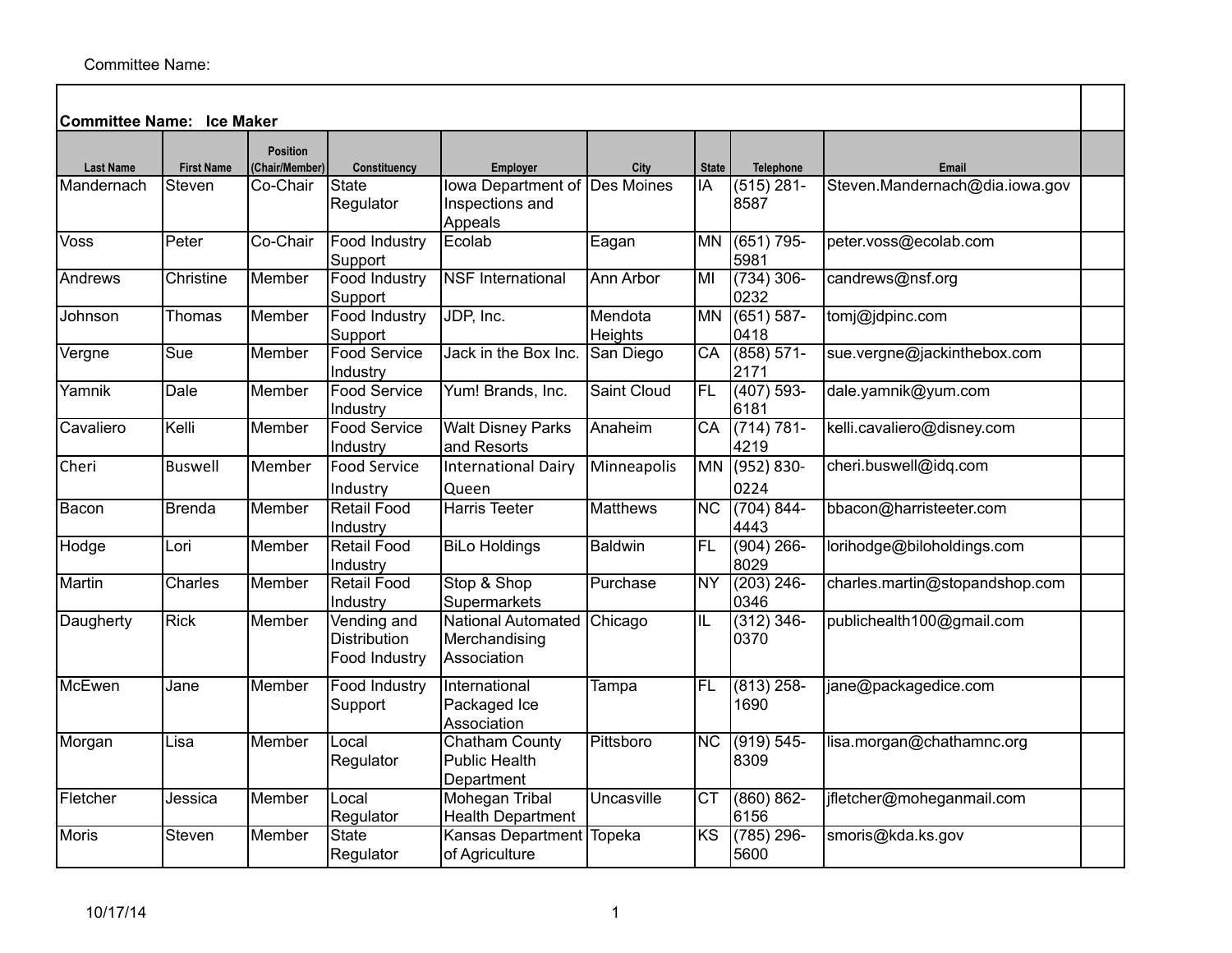Committee Name:

**Committee Name: Ice Maker**

| Last Name | First Name | Position (Chair/Member) | Constituency | Employer | City | State | Telephone | Email | |
|---|---|---|---|---|---|---|---|---|---|
| Mandernach | Steven | Co-Chair | State Regulator | Iowa Department of Inspections and Appeals | Des Moines | IA | (515) 281-8587 | Steven.Mandernach@dia.iowa.gov | |
| Voss | Peter | Co-Chair | Food Industry Support | Ecolab | Eagan | MN | (651) 795-5981 | peter.voss@ecolab.com | |
| Andrews | Christine | Member | Food Industry Support | NSF International | Ann Arbor | MI | (734) 306-0232 | candrews@nsf.org | |
| Johnson | Thomas | Member | Food Industry Support | JDP, Inc. | Mendota Heights | MN | (651) 587-0418 | tomj@jdpinc.com | |
| Vergne | Sue | Member | Food Service Industry | Jack in the Box Inc. | San Diego | CA | (858) 571-2171 | sue.vergne@jackinthebox.com | |
| Yamnik | Dale | Member | Food Service Industry | Yum! Brands, Inc. | Saint Cloud | FL | (407) 593-6181 | dale.yamnik@yum.com | |
| Cavaliero | Kelli | Member | Food Service Industry | Walt Disney Parks and Resorts | Anaheim | CA | (714) 781-4219 | kelli.cavaliero@disney.com | |
| Cheri | Buswell | Member | Food Service Industry | International Dairy Queen | Minneapolis | MN | (952) 830-0224 | cheri.buswell@idq.com | |
| Bacon | Brenda | Member | Retail Food Industry | Harris Teeter | Matthews | NC | (704) 844-4443 | bbacon@harristeeter.com | |
| Hodge | Lori | Member | Retail Food Industry | BiLo Holdings | Baldwin | FL | (904) 266-8029 | lorihodge@biloholdings.com | |
| Martin | Charles | Member | Retail Food Industry | Stop & Shop Supermarkets | Purchase | NY | (203) 246-0346 | charles.martin@stopandshop.com | |
| Daugherty | Rick | Member | Vending and Distribution Food Industry | National Automated Merchandising Association | Chicago | IL | (312) 346-0370 | publichealth100@gmail.com | |
| McEwen | Jane | Member | Food Industry Support | International Packaged Ice Association | Tampa | FL | (813) 258-1690 | jane@packagedice.com | |
| Morgan | Lisa | Member | Local Regulator | Chatham County Public Health Department | Pittsboro | NC | (919) 545-8309 | lisa.morgan@chathamnc.org | |
| Fletcher | Jessica | Member | Local Regulator | Mohegan Tribal Health Department | Uncasville | CT | (860) 862-6156 | jfletcher@moheganmail.com | |
| Moris | Steven | Member | State Regulator | Kansas Department of Agriculture | Topeka | KS | (785) 296-5600 | smoris@kda.ks.gov | |

10/17/14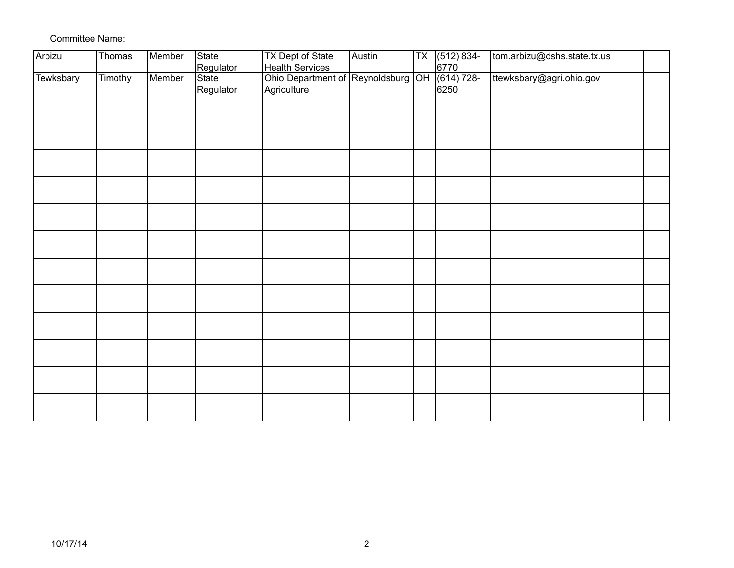Committee Name:

| | | | | | | | | | |
|---|---|---|---|---|---|---|---|---|---|
| Arbizu | Thomas | Member | State Regulator | TX Dept of State Health Services | Austin | TX | (512) 834-6770 | tom.arbizu@dshs.state.tx.us | |
| Tewksbary | Timothy | Member | State Regulator | Ohio Department of Agriculture | Reynoldsburg | OH | (614) 728-6250 | ttewksbary@agri.ohio.gov | |
| | | | | | | | | | |
| | | | | | | | | | |
| | | | | | | | | | |
| | | | | | | | | | |
| | | | | | | | | | |
| | | | | | | | | | |
| | | | | | | | | | |
| | | | | | | | | | |
| | | | | | | | | | |
| | | | | | | | | | |
| | | | | | | | | | |
| | | | | | | | | | |

10/17/14